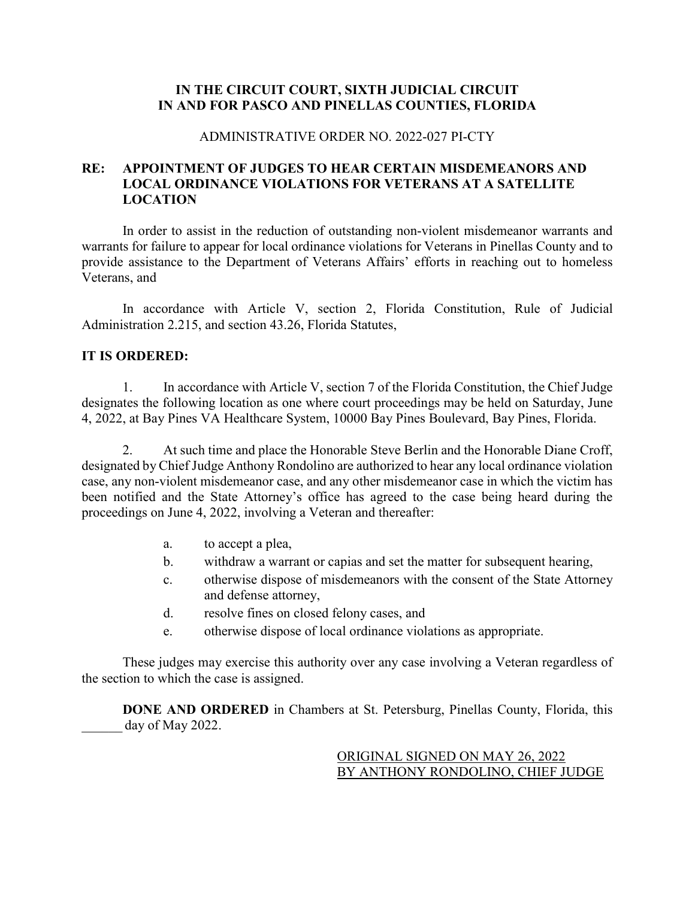**IN THE CIRCUIT COURT, SIXTH JUDICIAL CIRCUIT**
**IN AND FOR PASCO AND PINELLAS COUNTIES, FLORIDA**

ADMINISTRATIVE ORDER NO. 2022-027 PI-CTY

**RE: APPOINTMENT OF JUDGES TO HEAR CERTAIN MISDEMEANORS AND LOCAL ORDINANCE VIOLATIONS FOR VETERANS AT A SATELLITE LOCATION**

In order to assist in the reduction of outstanding non-violent misdemeanor warrants and warrants for failure to appear for local ordinance violations for Veterans in Pinellas County and to provide assistance to the Department of Veterans Affairs' efforts in reaching out to homeless Veterans, and

In accordance with Article V, section 2, Florida Constitution, Rule of Judicial Administration 2.215, and section 43.26, Florida Statutes,

**IT IS ORDERED:**

1. In accordance with Article V, section 7 of the Florida Constitution, the Chief Judge designates the following location as one where court proceedings may be held on Saturday, June 4, 2022, at Bay Pines VA Healthcare System, 10000 Bay Pines Boulevard, Bay Pines, Florida.

2. At such time and place the Honorable Steve Berlin and the Honorable Diane Croff, designated by Chief Judge Anthony Rondolino are authorized to hear any local ordinance violation case, any non-violent misdemeanor case, and any other misdemeanor case in which the victim has been notified and the State Attorney's office has agreed to the case being heard during the proceedings on June 4, 2022, involving a Veteran and thereafter:

    a. to accept a plea,
    b. withdraw a warrant or capias and set the matter for subsequent hearing,
    c. otherwise dispose of misdemeanors with the consent of the State Attorney and defense attorney,
    d. resolve fines on closed felony cases, and
    e. otherwise dispose of local ordinance violations as appropriate.

These judges may exercise this authority over any case involving a Veteran regardless of the section to which the case is assigned.

**DONE AND ORDERED** in Chambers at St. Petersburg, Pinellas County, Florida, this ______ day of May 2022.

ORIGINAL SIGNED ON MAY 26, 2022
BY ANTHONY RONDOLINO, CHIEF JUDGE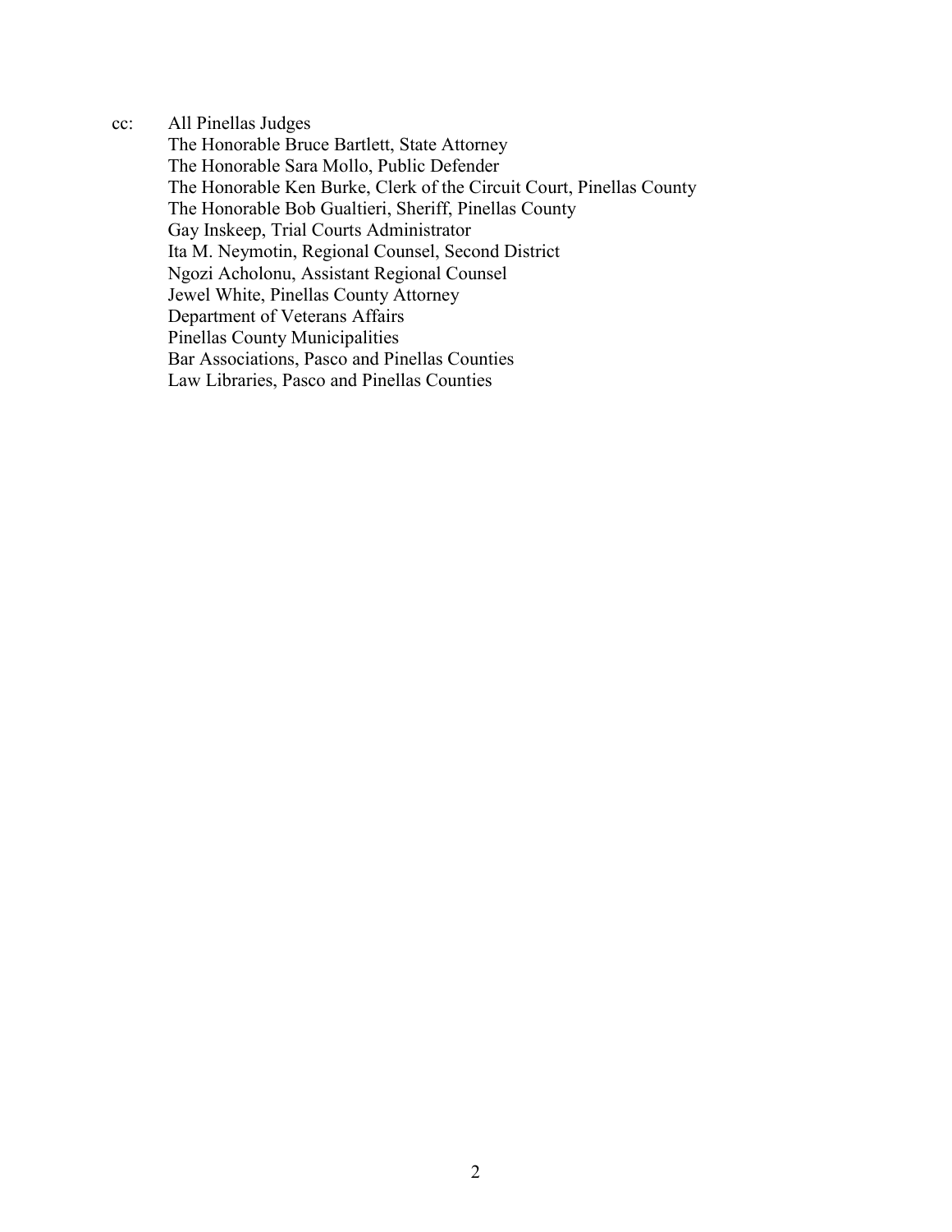cc: All Pinellas Judges
The Honorable Bruce Bartlett, State Attorney
The Honorable Sara Mollo, Public Defender
The Honorable Ken Burke, Clerk of the Circuit Court, Pinellas County
The Honorable Bob Gualtieri, Sheriff, Pinellas County
Gay Inskeep, Trial Courts Administrator
Ita M. Neymotin, Regional Counsel, Second District
Ngozi Acholonu, Assistant Regional Counsel
Jewel White, Pinellas County Attorney
Department of Veterans Affairs
Pinellas County Municipalities
Bar Associations, Pasco and Pinellas Counties
Law Libraries, Pasco and Pinellas Counties